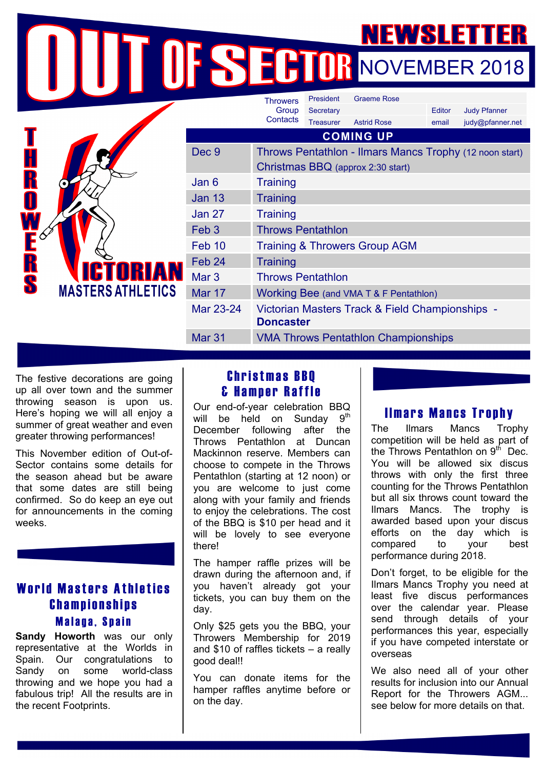# OUT OF SECTOR

## NEWSLETTER NOVEMBER 2018

THROWERS VICTORIAN MASTERS ATHLETICS

| Throwers Group Contacts | | | | |
|---|---|---|---|---|
| President | Graeme Rose | | | |
| Secretary | | | Editor | Judy Pfanner |
| Treasurer | Astrid Rose | | email | judy@pfanner.net |

| COMING UP | |
|---|---|
| Dec 9 | Throws Pentathlon - Ilmars Mancs Trophy (12 noon start) Christmas BBQ (approx 2:30 start) |
| Jan 6 | Training |
| Jan 13 | Training |
| Jan 27 | Training |
| Feb 3 | Throws Pentathlon |
| Feb 10 | Training & Throwers Group AGM |
| Feb 24 | Training |
| Mar 3 | Throws Pentathlon |
| Mar 17 | Working Bee (and VMA T & F Pentathlon) |
| Mar 23-24 | Victorian Masters Track & Field Championships - **Doncaster** |
| Mar 31 | VMA Throws Pentathlon Championships |

The festive decorations are going up all over town and the summer throwing season is upon us. Here's hoping we will all enjoy a summer of great weather and even greater throwing performances!

This November edition of Out-of-Sector contains some details for the season ahead but be aware that some dates are still being confirmed. So do keep an eye out for announcements in the coming weeks.

## World Masters Athletics Championships

### Malaga, Spain

**Sandy Howorth** was our only representative at the Worlds in Spain. Our congratulations to Sandy on some world-class throwing and we hope you had a fabulous trip! All the results are in the recent Footprints.

## Christmas BBQ & Hamper Raffle

Our end-of-year celebration BBQ will be held on Sunday 9th December following after the Throws Pentathlon at Duncan Mackinnon reserve. Members can choose to compete in the Throws Pentathlon (starting at 12 noon) or you are welcome to just come along with your family and friends to enjoy the celebrations. The cost of the BBQ is $10 per head and it will be lovely to see everyone there!

The hamper raffle prizes will be drawn during the afternoon and, if you haven't already got your tickets, you can buy them on the day.

Only $25 gets you the BBQ, your Throwers Membership for 2019 and $10 of raffles tickets – a really good deal!!

You can donate items for the hamper raffles anytime before or on the day.

## Ilmars Mancs Trophy

The Ilmars Mancs Trophy competition will be held as part of the Throws Pentathlon on 9th Dec. You will be allowed six discus throws with only the first three counting for the Throws Pentathlon but all six throws count toward the Ilmars Mancs. The trophy is awarded based upon your discus efforts on the day which is compared to your best performance during 2018.

Don't forget, to be eligible for the Ilmars Mancs Trophy you need at least five discus performances over the calendar year. Please send through details of your performances this year, especially if you have competed interstate or overseas

We also need all of your other results for inclusion into our Annual Report for the Throwers AGM... see below for more details on that.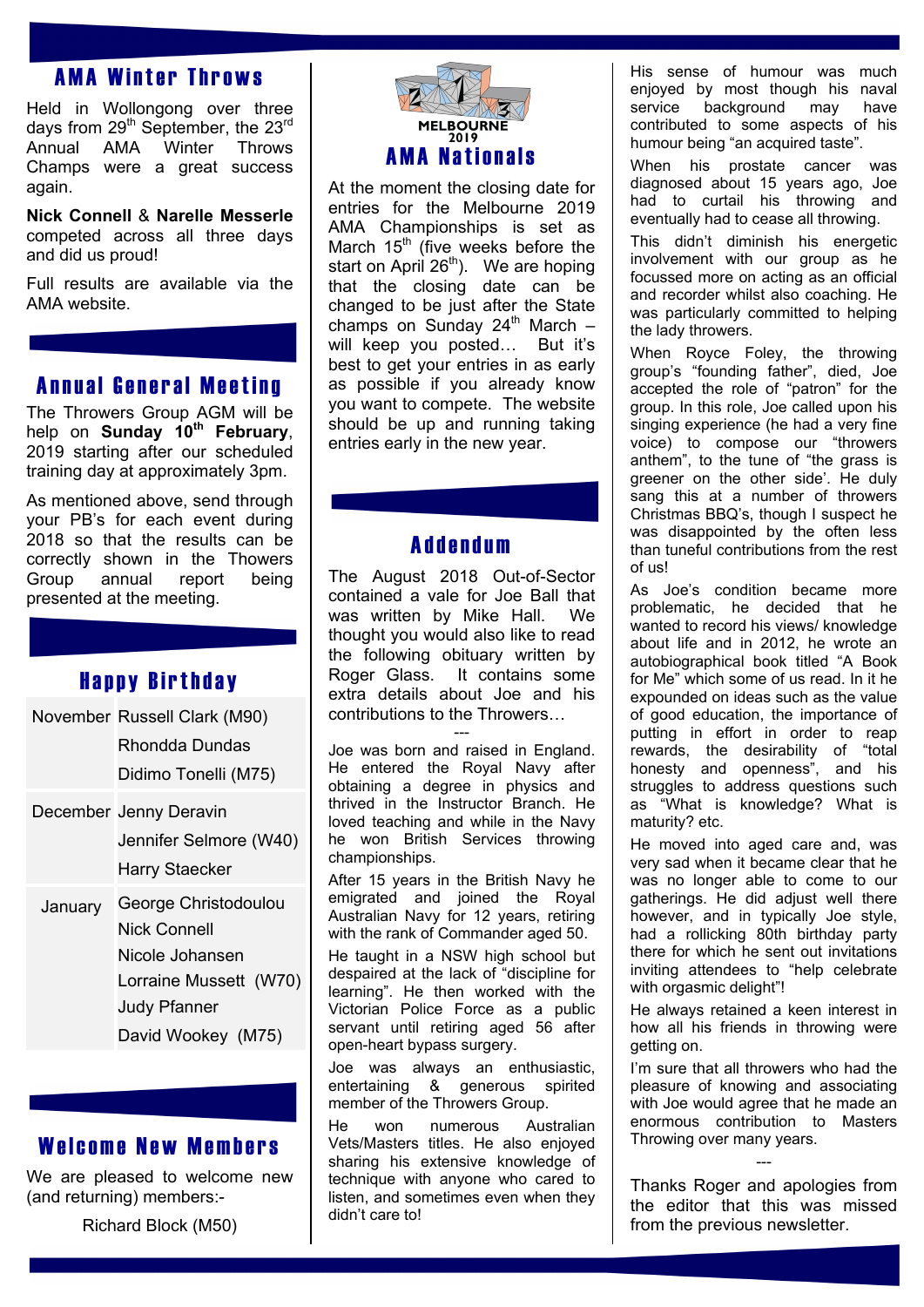## AMA Winter Throws

Held in Wollongong over three days from 29th September, the 23rd Annual AMA Winter Throws Champs were a great success again.

**Nick Connell** & **Narelle Messerle** competed across all three days and did us proud!

Full results are available via the AMA website.

## Annual General Meeting

The Throwers Group AGM will be help on **Sunday 10th February**, 2019 starting after our scheduled training day at approximately 3pm.

As mentioned above, send through your PB's for each event during 2018 so that the results can be correctly shown in the Thowers Group annual report being presented at the meeting.

## Happy Birthday

| | |
|---|---|
| November | Russell Clark (M90) |
| | Rhondda Dundas |
| | Didimo Tonelli (M75) |
| December | Jenny Deravin |
| | Jennifer Selmore (W40) |
| | Harry Staecker |
| January | George Christodoulou |
| | Nick Connell |
| | Nicole Johansen |
| | Lorraine Mussett (W70) |
| | Judy Pfanner |
| | David Wookey (M75) |

## Welcome New Members

We are pleased to welcome new (and returning) members:-

Richard Block (M50)

MELBOURNE 2019

## AMA Nationals

At the moment the closing date for entries for the Melbourne 2019 AMA Championships is set as March 15th (five weeks before the start on April 26th). We are hoping that the closing date can be changed to be just after the State champs on Sunday 24th March – will keep you posted… But it's best to get your entries in as early as possible if you already know you want to compete. The website should be up and running taking entries early in the new year.

## Addendum

The August 2018 Out-of-Sector contained a vale for Joe Ball that was written by Mike Hall. We thought you would also like to read the following obituary written by Roger Glass. It contains some extra details about Joe and his contributions to the Throwers…

---

Joe was born and raised in England. He entered the Royal Navy after obtaining a degree in physics and thrived in the Instructor Branch. He loved teaching and while in the Navy he won British Services throwing championships.

After 15 years in the British Navy he emigrated and joined the Royal Australian Navy for 12 years, retiring with the rank of Commander aged 50.

He taught in a NSW high school but despaired at the lack of "discipline for learning". He then worked with the Victorian Police Force as a public servant until retiring aged 56 after open-heart bypass surgery.

Joe was always an enthusiastic, entertaining & generous spirited member of the Throwers Group.

He won numerous Australian Vets/Masters titles. He also enjoyed sharing his extensive knowledge of technique with anyone who cared to listen, and sometimes even when they didn't care to!

His sense of humour was much enjoyed by most though his naval service background may have contributed to some aspects of his humour being "an acquired taste".

When his prostate cancer was diagnosed about 15 years ago, Joe had to curtail his throwing and eventually had to cease all throwing.

This didn't diminish his energetic involvement with our group as he focussed more on acting as an official and recorder whilst also coaching. He was particularly committed to helping the lady throwers.

When Royce Foley, the throwing group's "founding father", died, Joe accepted the role of "patron" for the group. In this role, Joe called upon his singing experience (he had a very fine voice) to compose our "throwers anthem", to the tune of "the grass is greener on the other side'. He duly sang this at a number of throwers Christmas BBQ's, though I suspect he was disappointed by the often less than tuneful contributions from the rest of us!

As Joe's condition became more problematic, he decided that he wanted to record his views/ knowledge about life and in 2012, he wrote an autobiographical book titled "A Book for Me" which some of us read. In it he expounded on ideas such as the value of good education, the importance of putting in effort in order to reap rewards, the desirability of "total honesty and openness", and his struggles to address questions such as "What is knowledge? What is maturity? etc.

He moved into aged care and, was very sad when it became clear that he was no longer able to come to our gatherings. He did adjust well there however, and in typically Joe style, had a rollicking 80th birthday party there for which he sent out invitations inviting attendees to "help celebrate with orgasmic delight"!

He always retained a keen interest in how all his friends in throwing were getting on.

I'm sure that all throwers who had the pleasure of knowing and associating with Joe would agree that he made an enormous contribution to Masters Throwing over many years.

---

Thanks Roger and apologies from the editor that this was missed from the previous newsletter.